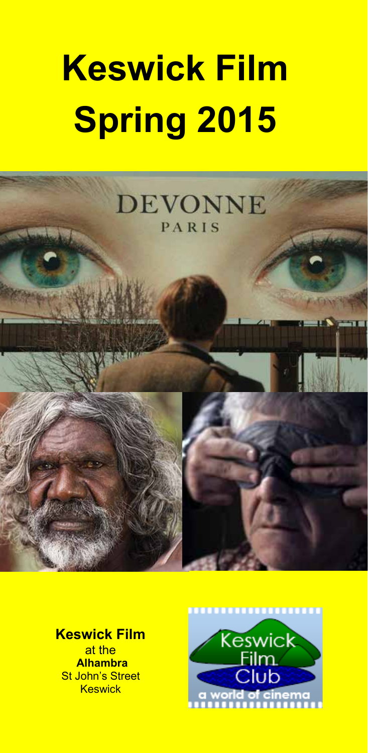# Keswick Film Spring 2015

**Keswick Film**
at the
**Alhambra**
St John's Street
Keswick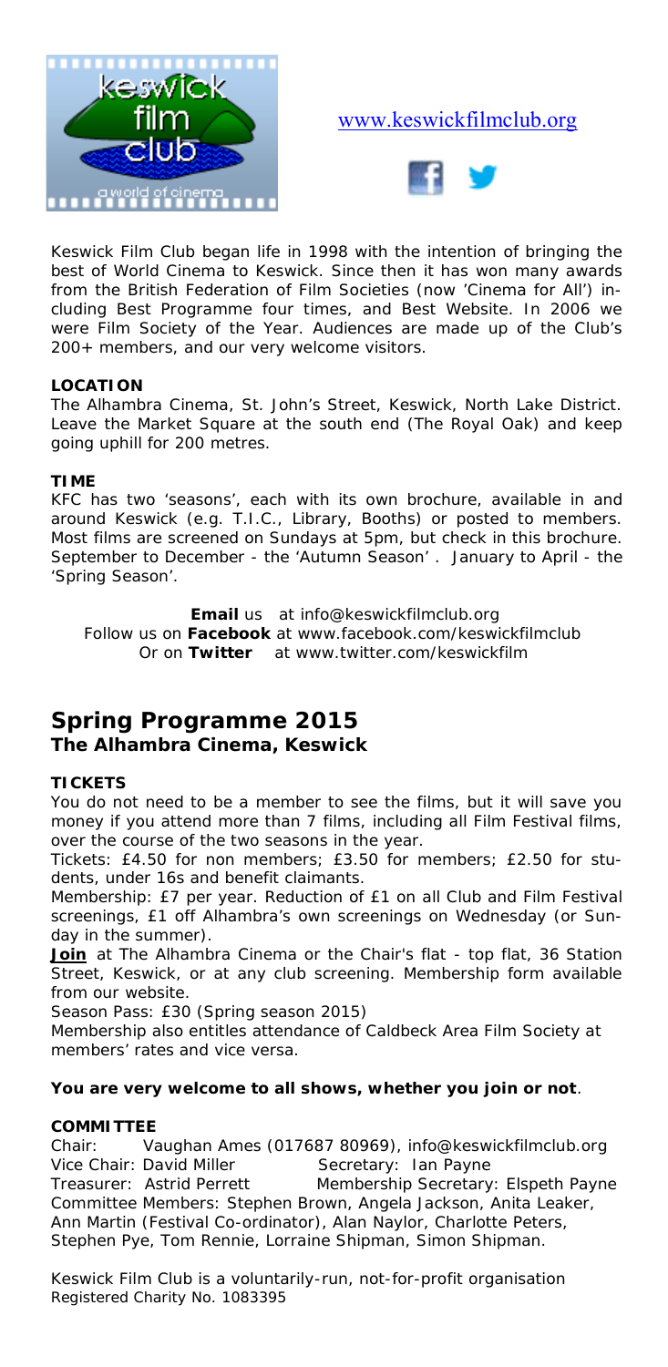www.keswickfilmclub.org

Keswick Film Club began life in 1998 with the intention of bringing the best of World Cinema to Keswick. Since then it has won many awards from the British Federation of Film Societies (now 'Cinema for All') including Best Programme four times, and Best Website. In 2006 we were Film Society of the Year. Audiences are made up of the Club's 200+ members, and our very welcome visitors.

**LOCATION**

The Alhambra Cinema, St. John's Street, Keswick, North Lake District. Leave the Market Square at the south end (The Royal Oak) and keep going uphill for 200 metres.

**TIME**

KFC has two 'seasons', each with its own brochure, available in and around Keswick (e.g. T.I.C., Library, Booths) or posted to members. Most films are screened on Sundays at 5pm, but check in this brochure. September to December - the 'Autumn Season'. January to April - the 'Spring Season'.

**Email** us at info@keswickfilmclub.org
Follow us on **Facebook** at www.facebook.com/keswickfilmclub
Or on **Twitter** at www.twitter.com/keswickfilm

## Spring Programme 2015
### The Alhambra Cinema, Keswick

**TICKETS**

You do not need to be a member to see the films, but it will save you money if you attend more than 7 films, including all Film Festival films, over the course of the two seasons in the year.

Tickets: £4.50 for non members; £3.50 for members; £2.50 for students, under 16s and benefit claimants.

Membership: £7 per year. Reduction of £1 on all Club and Film Festival screenings, £1 off Alhambra's own screenings on Wednesday (or Sunday in the summer).

**Join** at The Alhambra Cinema or the Chair's flat - top flat, 36 Station Street, Keswick, or at any club screening. Membership form available from our website.

Season Pass: £30 (Spring season 2015)

Membership also entitles attendance of Caldbeck Area Film Society at members' rates and vice versa.

**You are very welcome to all shows, whether you join or not**.

**COMMITTEE**

Chair: Vaughan Ames (017687 80969), info@keswickfilmclub.org
Vice Chair: David Miller     Secretary: Ian Payne
Treasurer: Astrid Perrett     Membership Secretary: Elspeth Payne
Committee Members: Stephen Brown, Angela Jackson, Anita Leaker, Ann Martin (Festival Co-ordinator), Alan Naylor, Charlotte Peters, Stephen Pye, Tom Rennie, Lorraine Shipman, Simon Shipman.

Keswick Film Club is a voluntarily-run, not-for-profit organisation
Registered Charity No. 1083395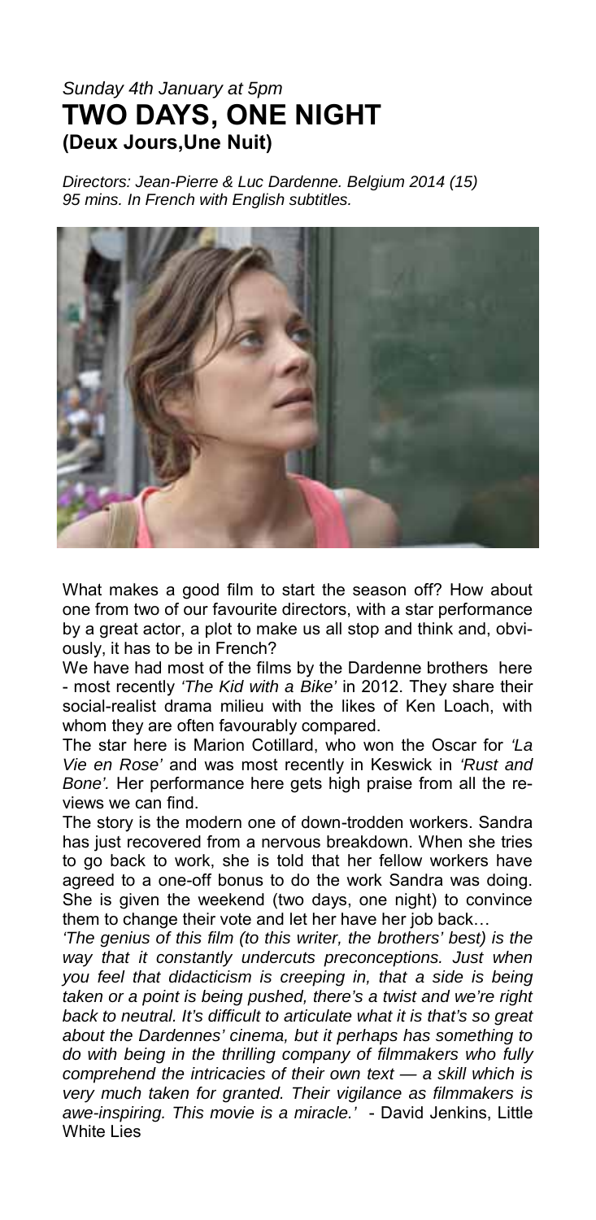*Sunday 4th January at 5pm*

# TWO DAYS, ONE NIGHT

## (Deux Jours,Une Nuit)

*Directors: Jean-Pierre & Luc Dardenne. Belgium 2014 (15) 95 mins. In French with English subtitles.*

What makes a good film to start the season off? How about one from two of our favourite directors, with a star performance by a great actor, a plot to make us all stop and think and, obviously, it has to be in French?

We have had most of the films by the Dardenne brothers here - most recently *'The Kid with a Bike'* in 2012. They share their social-realist drama milieu with the likes of Ken Loach, with whom they are often favourably compared.

The star here is Marion Cotillard, who won the Oscar for *'La Vie en Rose'* and was most recently in Keswick in *'Rust and Bone'.* Her performance here gets high praise from all the reviews we can find.

The story is the modern one of down-trodden workers. Sandra has just recovered from a nervous breakdown. When she tries to go back to work, she is told that her fellow workers have agreed to a one-off bonus to do the work Sandra was doing. She is given the weekend (two days, one night) to convince them to change their vote and let her have her job back…

*'The genius of this film (to this writer, the brothers' best) is the way that it constantly undercuts preconceptions. Just when you feel that didacticism is creeping in, that a side is being taken or a point is being pushed, there's a twist and we're right back to neutral. It's difficult to articulate what it is that's so great about the Dardennes' cinema, but it perhaps has something to do with being in the thrilling company of filmmakers who fully comprehend the intricacies of their own text — a skill which is very much taken for granted. Their vigilance as filmmakers is awe-inspiring. This movie is a miracle.'* - David Jenkins, Little White Lies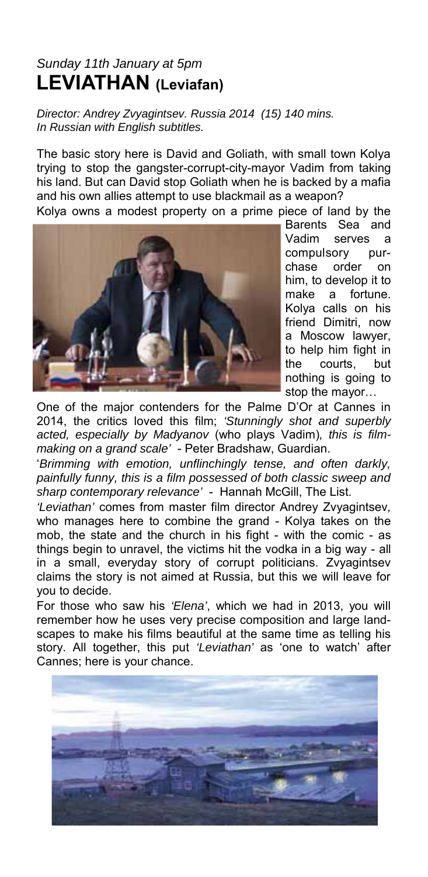*Sunday 11th January at 5pm*

# LEVIATHAN (Leviafan)

*Director: Andrey Zvyagintsev. Russia 2014 (15) 140 mins.*
*In Russian with English subtitles.*

The basic story here is David and Goliath, with small town Kolya trying to stop the gangster-corrupt-city-mayor Vadim from taking his land. But can David stop Goliath when he is backed by a mafia and his own allies attempt to use blackmail as a weapon?

Kolya owns a modest property on a prime piece of land by the Barents Sea and Vadim serves a compulsory purchase order on him, to develop it to make a fortune. Kolya calls on his friend Dimitri, now a Moscow lawyer, to help him fight in the courts, but nothing is going to stop the mayor…

One of the major contenders for the Palme D'Or at Cannes in 2014, the critics loved this film; *'Stunningly shot and superbly acted, especially by Madyanov* (who plays Vadim)*, this is film-making on a grand scale'* - Peter Bradshaw, Guardian.

'*Brimming with emotion, unflinchingly tense, and often darkly, painfully funny, this is a film possessed of both classic sweep and sharp contemporary relevance'* - Hannah McGill, The List.

*'Leviathan'* comes from master film director Andrey Zvyagintsev, who manages here to combine the grand - Kolya takes on the mob, the state and the church in his fight - with the comic - as things begin to unravel, the victims hit the vodka in a big way - all in a small, everyday story of corrupt politicians. Zvyagintsev claims the story is not aimed at Russia, but this we will leave for you to decide.

For those who saw his *'Elena'*, which we had in 2013, you will remember how he uses very precise composition and large landscapes to make his films beautiful at the same time as telling his story. All together, this put *'Leviathan'* as 'one to watch' after Cannes; here is your chance.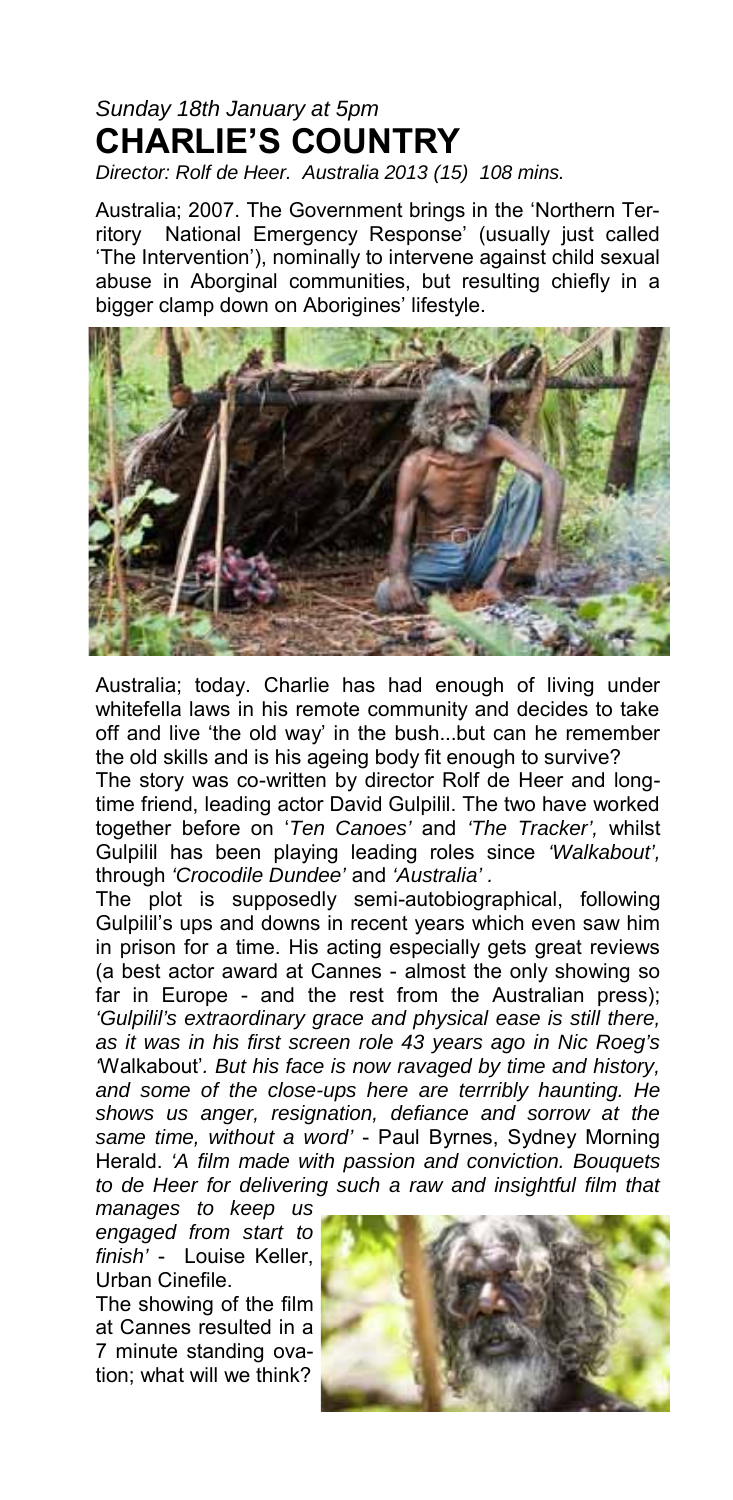*Sunday 18th January at 5pm*

# CHARLIE'S COUNTRY

*Director: Rolf de Heer. Australia 2013 (15) 108 mins.*

Australia; 2007. The Government brings in the 'Northern Territory National Emergency Response' (usually just called 'The Intervention'), nominally to intervene against child sexual abuse in Aborginal communities, but resulting chiefly in a bigger clamp down on Aborigines' lifestyle.

Australia; today. Charlie has had enough of living under whitefella laws in his remote community and decides to take off and live 'the old way' in the bush...but can he remember the old skills and is his ageing body fit enough to survive?

The story was co-written by director Rolf de Heer and long-time friend, leading actor David Gulpilil. The two have worked together before on '*Ten Canoes*' and *'The Tracker',* whilst Gulpilil has been playing leading roles since *'Walkabout',* through *'Crocodile Dundee'* and *'Australia'* .

The plot is supposedly semi-autobiographical, following Gulpilil's ups and downs in recent years which even saw him in prison for a time. His acting especially gets great reviews (a best actor award at Cannes - almost the only showing so far in Europe - and the rest from the Australian press); *'Gulpilil's extraordinary grace and physical ease is still there, as it was in his first screen role 43 years ago in Nic Roeg's '*Walkabout'*. But his face is now ravaged by time and history, and some of the close-ups here are terrribly haunting. He shows us anger, resignation, defiance and sorrow at the same time, without a word'* - Paul Byrnes, Sydney Morning Herald. *'A film made with passion and conviction. Bouquets to de Heer for delivering such a raw and insightful film that manages to keep us engaged from start to finish'* - Louise Keller, Urban Cinefile.

The showing of the film at Cannes resulted in a 7 minute standing ovation; what will we think?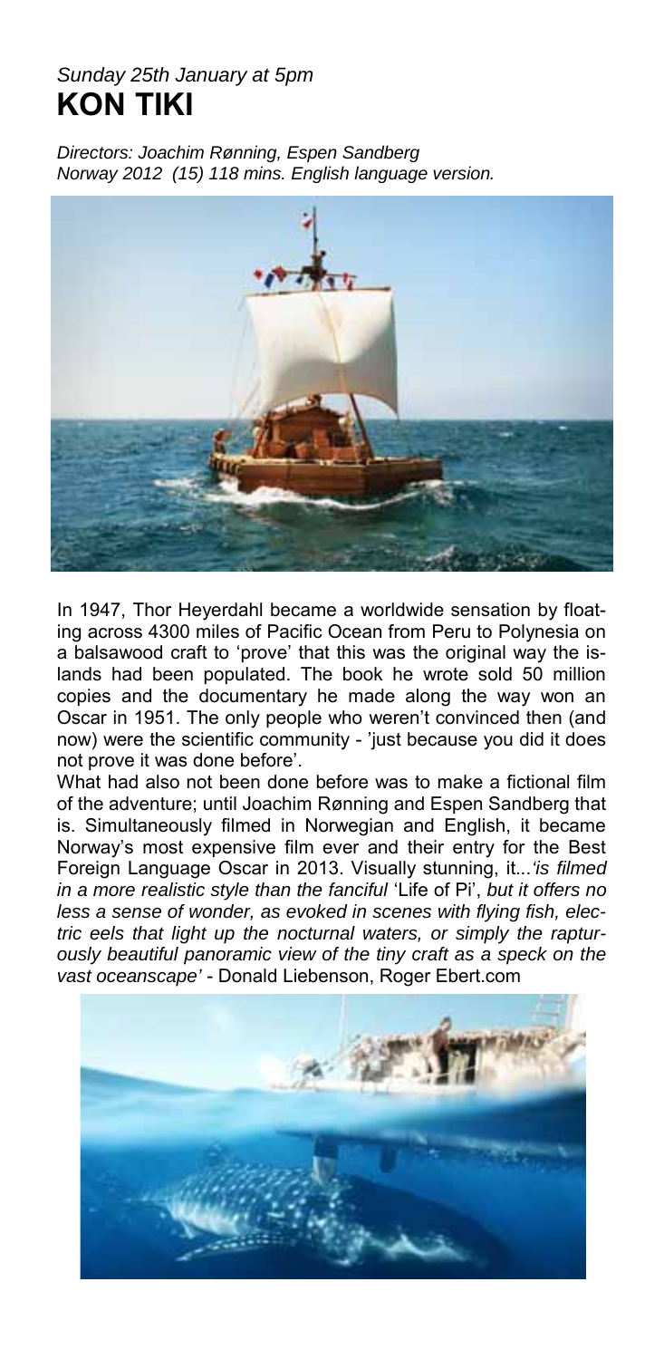*Sunday 25th January at 5pm*

# KON TIKI

*Directors: Joachim Rønning, Espen Sandberg*
*Norway 2012 (15) 118 mins. English language version.*

In 1947, Thor Heyerdahl became a worldwide sensation by floating across 4300 miles of Pacific Ocean from Peru to Polynesia on a balsawood craft to 'prove' that this was the original way the islands had been populated. The book he wrote sold 50 million copies and the documentary he made along the way won an Oscar in 1951. The only people who weren't convinced then (and now) were the scientific community - 'just because you did it does not prove it was done before'.

What had also not been done before was to make a fictional film of the adventure; until Joachim Rønning and Espen Sandberg that is. Simultaneously filmed in Norwegian and English, it became Norway's most expensive film ever and their entry for the Best Foreign Language Oscar in 2013. Visually stunning, it...*'is filmed in a more realistic style than the fanciful* 'Life of Pi', *but it offers no less a sense of wonder, as evoked in scenes with flying fish, electric eels that light up the nocturnal waters, or simply the rapturously beautiful panoramic view of the tiny craft as a speck on the vast oceanscape'* - Donald Liebenson, Roger Ebert.com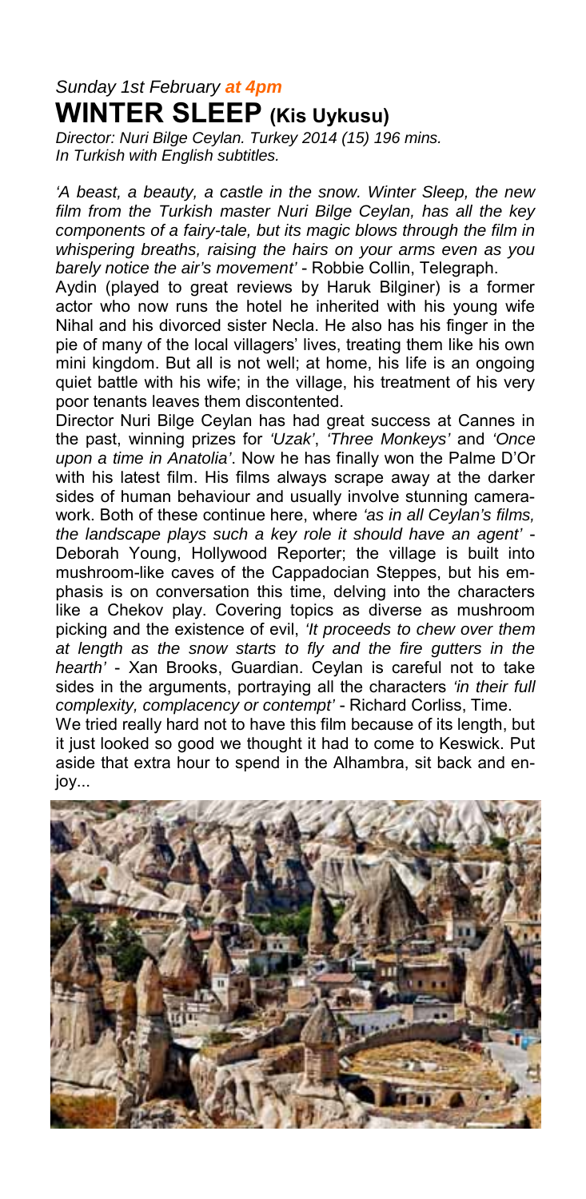*Sunday 1st February* ***at 4pm***

## WINTER SLEEP (Kis Uykusu)

*Director: Nuri Bilge Ceylan. Turkey 2014 (15) 196 mins.*
*In Turkish with English subtitles.*

*'A beast, a beauty, a castle in the snow. Winter Sleep, the new film from the Turkish master Nuri Bilge Ceylan, has all the key components of a fairy-tale, but its magic blows through the film in whispering breaths, raising the hairs on your arms even as you barely notice the air's movement'* - Robbie Collin, Telegraph.

Aydin (played to great reviews by Haruk Bilginer) is a former actor who now runs the hotel he inherited with his young wife Nihal and his divorced sister Necla. He also has his finger in the pie of many of the local villagers' lives, treating them like his own mini kingdom. But all is not well; at home, his life is an ongoing quiet battle with his wife; in the village, his treatment of his very poor tenants leaves them discontented.

Director Nuri Bilge Ceylan has had great success at Cannes in the past, winning prizes for *'Uzak'*, *'Three Monkeys'* and *'Once upon a time in Anatolia'*. Now he has finally won the Palme D'Or with his latest film. His films always scrape away at the darker sides of human behaviour and usually involve stunning camera-work. Both of these continue here, where *'as in all Ceylan's films, the landscape plays such a key role it should have an agent'* - Deborah Young, Hollywood Reporter; the village is built into mushroom-like caves of the Cappadocian Steppes, but his emphasis is on conversation this time, delving into the characters like a Chekov play. Covering topics as diverse as mushroom picking and the existence of evil, *'It proceeds to chew over them at length as the snow starts to fly and the fire gutters in the hearth'* - Xan Brooks, Guardian. Ceylan is careful not to take sides in the arguments, portraying all the characters *'in their full complexity, complacency or contempt'* - Richard Corliss, Time.

We tried really hard not to have this film because of its length, but it just looked so good we thought it had to come to Keswick. Put aside that extra hour to spend in the Alhambra, sit back and enjoy...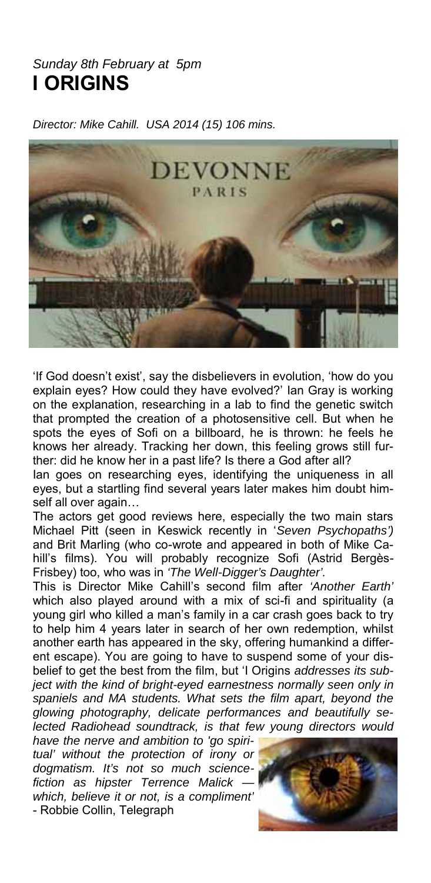*Sunday 8th February at 5pm*

# I ORIGINS

*Director: Mike Cahill. USA 2014 (15) 106 mins.*

'If God doesn't exist', say the disbelievers in evolution, 'how do you explain eyes? How could they have evolved?' Ian Gray is working on the explanation, researching in a lab to find the genetic switch that prompted the creation of a photosensitive cell. But when he spots the eyes of Sofi on a billboard, he is thrown: he feels he knows her already. Tracking her down, this feeling grows still further: did he know her in a past life? Is there a God after all?

Ian goes on researching eyes, identifying the uniqueness in all eyes, but a startling find several years later makes him doubt himself all over again…

The actors get good reviews here, especially the two main stars Michael Pitt (seen in Keswick recently in '*Seven Psychopaths')* and Brit Marling (who co-wrote and appeared in both of Mike Cahill's films). You will probably recognize Sofi (Astrid Bergès-Frisbey) too, who was in *'The Well-Digger's Daughter'.*

This is Director Mike Cahill's second film after *'Another Earth'* which also played around with a mix of sci-fi and spirituality (a young girl who killed a man's family in a car crash goes back to try to help him 4 years later in search of her own redemption, whilst another earth has appeared in the sky, offering humankind a different escape). You are going to have to suspend some of your disbelief to get the best from the film, but 'I Origins *addresses its subject with the kind of bright-eyed earnestness normally seen only in spaniels and MA students. What sets the film apart, beyond the glowing photography, delicate performances and beautifully selected Radiohead soundtrack, is that few young directors would have the nerve and ambition to 'go spiritual' without the protection of irony or dogmatism. It's not so much science-fiction as hipster Terrence Malick — which, believe it or not, is a compliment'* - Robbie Collin, Telegraph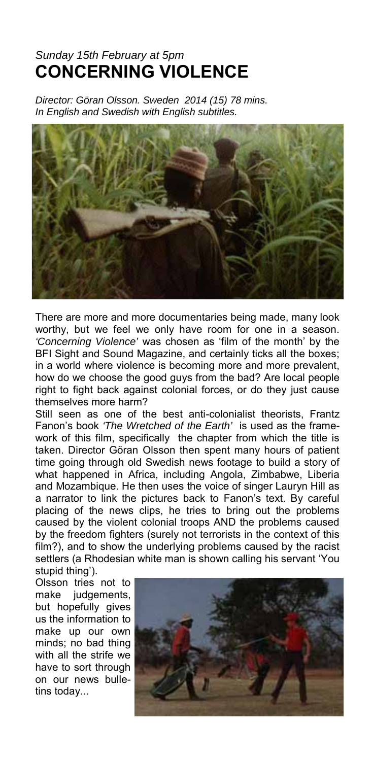*Sunday 15th February at 5pm*

# CONCERNING VIOLENCE

*Director: Göran Olsson. Sweden 2014 (15) 78 mins.*
*In English and Swedish with English subtitles.*

There are more and more documentaries being made, many look worthy, but we feel we only have room for one in a season. *'Concerning Violence'* was chosen as 'film of the month' by the BFI Sight and Sound Magazine, and certainly ticks all the boxes; in a world where violence is becoming more and more prevalent, how do we choose the good guys from the bad? Are local people right to fight back against colonial forces, or do they just cause themselves more harm?

Still seen as one of the best anti-colonialist theorists, Frantz Fanon's book *'The Wretched of the Earth'* is used as the framework of this film, specifically the chapter from which the title is taken. Director Göran Olsson then spent many hours of patient time going through old Swedish news footage to build a story of what happened in Africa, including Angola, Zimbabwe, Liberia and Mozambique. He then uses the voice of singer Lauryn Hill as a narrator to link the pictures back to Fanon's text. By careful placing of the news clips, he tries to bring out the problems caused by the violent colonial troops AND the problems caused by the freedom fighters (surely not terrorists in the context of this film?), and to show the underlying problems caused by the racist settlers (a Rhodesian white man is shown calling his servant 'You stupid thing').

Olsson tries not to make judgements, but hopefully gives us the information to make up our own minds; no bad thing with all the strife we have to sort through on our news bulletins today...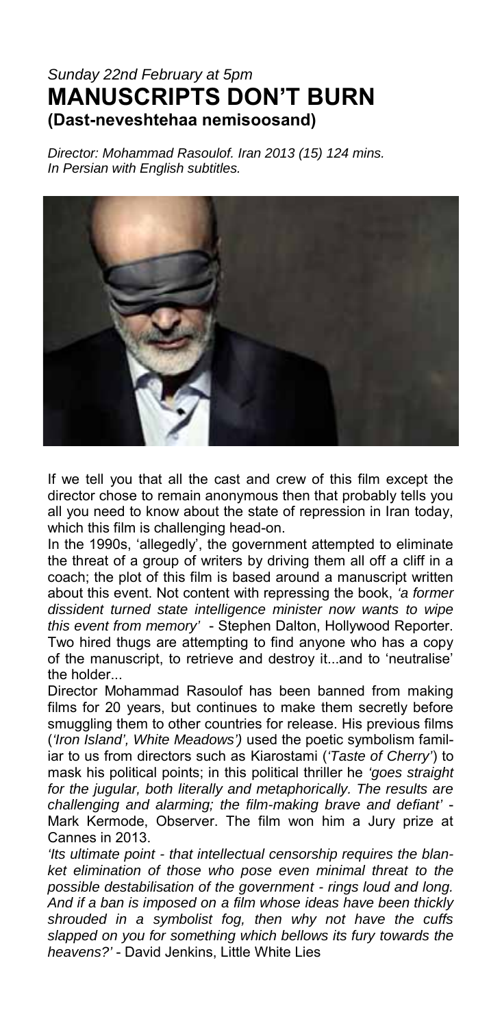*Sunday 22nd February at 5pm*

# MANUSCRIPTS DON'T BURN

## (Dast-neveshtehaa nemisoosand)

*Director: Mohammad Rasoulof. Iran 2013 (15) 124 mins.*
*In Persian with English subtitles.*

If we tell you that all the cast and crew of this film except the director chose to remain anonymous then that probably tells you all you need to know about the state of repression in Iran today, which this film is challenging head-on.

In the 1990s, 'allegedly', the government attempted to eliminate the threat of a group of writers by driving them all off a cliff in a coach; the plot of this film is based around a manuscript written about this event. Not content with repressing the book, *'a former dissident turned state intelligence minister now wants to wipe this event from memory'* - Stephen Dalton, Hollywood Reporter. Two hired thugs are attempting to find anyone who has a copy of the manuscript, to retrieve and destroy it...and to 'neutralise' the holder...

Director Mohammad Rasoulof has been banned from making films for 20 years, but continues to make them secretly before smuggling them to other countries for release. His previous films (*'Iron Island', White Meadows')* used the poetic symbolism familiar to us from directors such as Kiarostami (*'Taste of Cherry'*) to mask his political points; in this political thriller he *'goes straight for the jugular, both literally and metaphorically. The results are challenging and alarming; the film-making brave and defiant'* - Mark Kermode, Observer. The film won him a Jury prize at Cannes in 2013.

*'Its ultimate point - that intellectual censorship requires the blanket elimination of those who pose even minimal threat to the possible destabilisation of the government - rings loud and long. And if a ban is imposed on a film whose ideas have been thickly shrouded in a symbolist fog, then why not have the cuffs slapped on you for something which bellows its fury towards the heavens?'* - David Jenkins, Little White Lies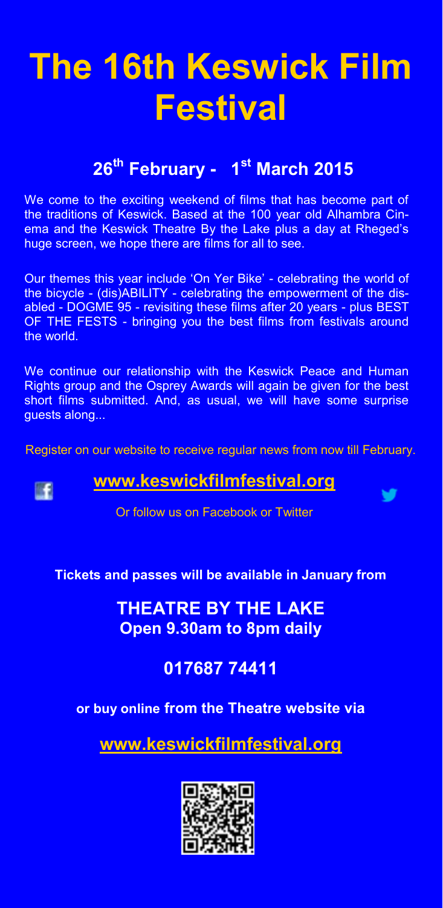# The 16th Keswick Film Festival

## 26th February - 1st March 2015

We come to the exciting weekend of films that has become part of the traditions of Keswick. Based at the 100 year old Alhambra Cinema and the Keswick Theatre By the Lake plus a day at Rheged's huge screen, we hope there are films for all to see.

Our themes this year include 'On Yer Bike' - celebrating the world of the bicycle - (dis)ABILITY - celebrating the empowerment of the disabled - DOGME 95 - revisiting these films after 20 years - plus BEST OF THE FESTS - bringing you the best films from festivals around the world.

We continue our relationship with the Keswick Peace and Human Rights group and the Osprey Awards will again be given for the best short films submitted. And, as usual, we will have some surprise guests along...

Register on our website to receive regular news from now till February.

**www.keswickfilmfestival.org**

Or follow us on Facebook or Twitter

**Tickets and passes will be available in January from**

**THEATRE BY THE LAKE**
**Open 9.30am to 8pm daily**

**017687 74411**

**or buy online from the Theatre website via**

**www.keswickfilmfestival.org**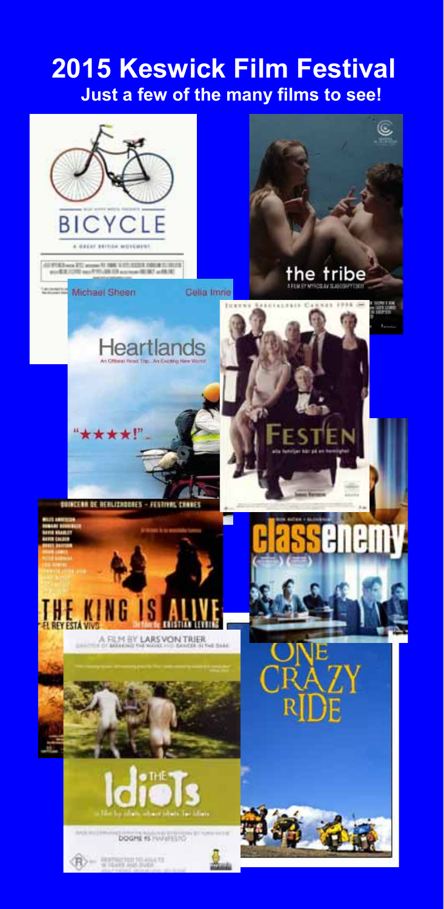# 2015 Keswick Film Festival

## Just a few of the many films to see!

BICYCLE

A GREAT BRITISH MOVEMENT

Michael Sheen Celia Imrie

Heartlands

An Offbeat Road Trip. An Exciting New World!

"★★★★!"

the tribe

A FILM BY MYROSLAV SLABOSHPYTSKIY

FESTEN

QUINCENA DE REALIZADORES - FESTIVAL CANNES

THE KING IS ALIVE

EL REY ESTÁ VIVO

classenemy

A FILM BY LARS VON TRIER

The Idiots

DOGME 95 MANIFESTO

ONE CRAZY RIDE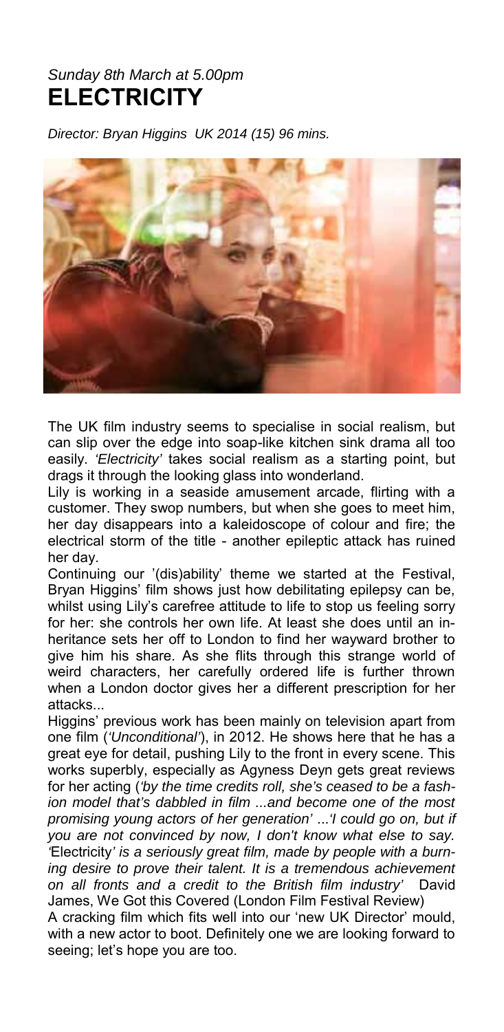*Sunday 8th March at 5.00pm*

# ELECTRICITY

*Director: Bryan Higgins UK 2014 (15) 96 mins.*

The UK film industry seems to specialise in social realism, but can slip over the edge into soap-like kitchen sink drama all too easily. *'Electricity'* takes social realism as a starting point, but drags it through the looking glass into wonderland.

Lily is working in a seaside amusement arcade, flirting with a customer. They swop numbers, but when she goes to meet him, her day disappears into a kaleidoscope of colour and fire; the electrical storm of the title - another epileptic attack has ruined her day.

Continuing our '(dis)ability' theme we started at the Festival, Bryan Higgins' film shows just how debilitating epilepsy can be, whilst using Lily's carefree attitude to life to stop us feeling sorry for her: she controls her own life. At least she does until an inheritance sets her off to London to find her wayward brother to give him his share. As she flits through this strange world of weird characters, her carefully ordered life is further thrown when a London doctor gives her a different prescription for her attacks...

Higgins' previous work has been mainly on television apart from one film (*'Unconditional'*), in 2012. He shows here that he has a great eye for detail, pushing Lily to the front in every scene. This works superbly, especially as Agyness Deyn gets great reviews for her acting (*'by the time credits roll, she's ceased to be a fashion model that's dabbled in film ...and become one of the most promising young actors of her generation' ...'I could go on, but if you are not convinced by now, I don't know what else to say. '*Electricity*' is a seriously great film, made by people with a burning desire to prove their talent. It is a tremendous achievement on all fronts and a credit to the British film industry'* David James, We Got this Covered (London Film Festival Review)

A cracking film which fits well into our 'new UK Director' mould, with a new actor to boot. Definitely one we are looking forward to seeing; let's hope you are too.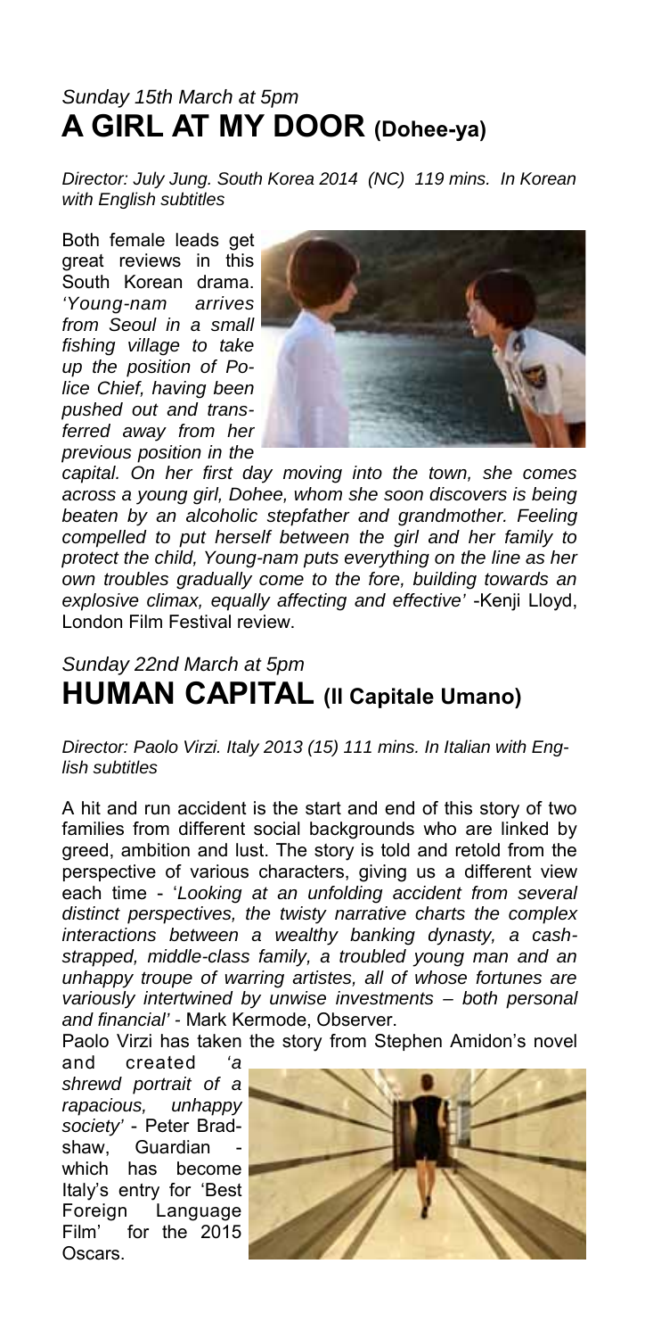*Sunday 15th March at 5pm*

## A GIRL AT MY DOOR (Dohee-ya)

*Director: July Jung. South Korea 2014 (NC) 119 mins. In Korean with English subtitles*

Both female leads get great reviews in this South Korean drama. *'Young-nam arrives from Seoul in a small fishing village to take up the position of Police Chief, having been pushed out and transferred away from her previous position in the capital. On her first day moving into the town, she comes across a young girl, Dohee, whom she soon discovers is being beaten by an alcoholic stepfather and grandmother. Feeling compelled to put herself between the girl and her family to protect the child, Young-nam puts everything on the line as her own troubles gradually come to the fore, building towards an explosive climax, equally affecting and effective'* -Kenji Lloyd, London Film Festival review.

*Sunday 22nd March at 5pm*

## HUMAN CAPITAL (Il Capitale Umano)

*Director: Paolo Virzi. Italy 2013 (15) 111 mins. In Italian with English subtitles*

A hit and run accident is the start and end of this story of two families from different social backgrounds who are linked by greed, ambition and lust. The story is told and retold from the perspective of various characters, giving us a different view each time - '*Looking at an unfolding accident from several distinct perspectives, the twisty narrative charts the complex interactions between a wealthy banking dynasty, a cash-strapped, middle-class family, a troubled young man and an unhappy troupe of warring artistes, all of whose fortunes are variously intertwined by unwise investments – both personal and financial'* - Mark Kermode, Observer.

Paolo Virzi has taken the story from Stephen Amidon's novel and created *'a shrewd portrait of a rapacious, unhappy society'* - Peter Bradshaw, Guardian - which has become Italy's entry for 'Best Foreign Language Film' for the 2015 Oscars.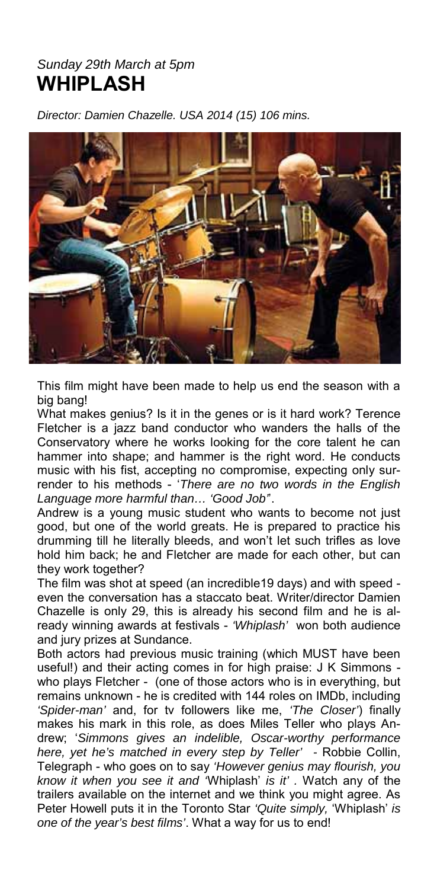*Sunday 29th March at 5pm*

# WHIPLASH

*Director: Damien Chazelle. USA 2014 (15) 106 mins.*

This film might have been made to help us end the season with a big bang!

What makes genius? Is it in the genes or is it hard work? Terence Fletcher is a jazz band conductor who wanders the halls of the Conservatory where he works looking for the core talent he can hammer into shape; and hammer is the right word. He conducts music with his fist, accepting no compromise, expecting only surrender to his methods - '*There are no two words in the English Language more harmful than… 'Good Job"*.

Andrew is a young music student who wants to become not just good, but one of the world greats. He is prepared to practice his drumming till he literally bleeds, and won't let such trifles as love hold him back; he and Fletcher are made for each other, but can they work together?

The film was shot at speed (an incredible19 days) and with speed - even the conversation has a staccato beat. Writer/director Damien Chazelle is only 29, this is already his second film and he is already winning awards at festivals - *'Whiplash'* won both audience and jury prizes at Sundance.

Both actors had previous music training (which MUST have been useful!) and their acting comes in for high praise: J K Simmons - who plays Fletcher - (one of those actors who is in everything, but remains unknown - he is credited with 144 roles on IMDb, including *'Spider-man'* and, for tv followers like me, *'The Closer'*) finally makes his mark in this role, as does Miles Teller who plays Andrew; '*Simmons gives an indelible, Oscar-worthy performance here, yet he's matched in every step by Teller'* - Robbie Collin, Telegraph - who goes on to say *'However genius may flourish, you know it when you see it and '*Whiplash' *is it'* . Watch any of the trailers available on the internet and we think you might agree. As Peter Howell puts it in the Toronto Star *'Quite simply,* 'Whiplash' *is one of the year's best films'*. What a way for us to end!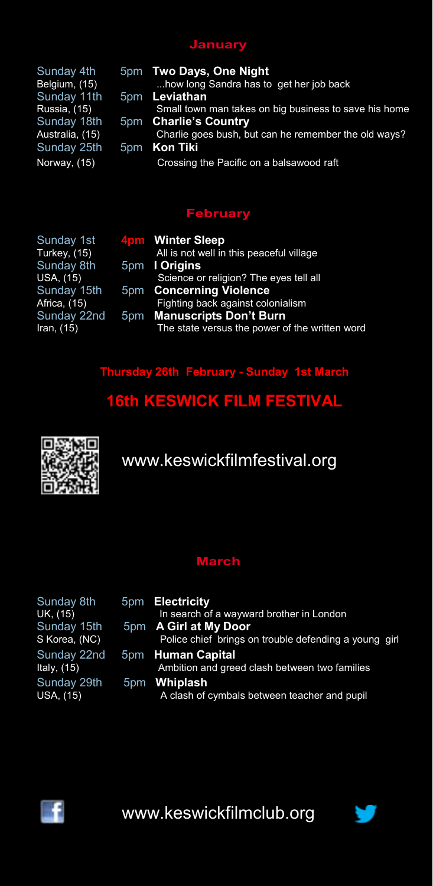## January

| | | |
|---|---|---|
| Sunday 4th<br>Belgium, (15) | 5pm | **Two Days, One Night**<br>...how long Sandra has to get her job back |
| Sunday 11th<br>Russia, (15) | 5pm | **Leviathan**<br>Small town man takes on big business to save his home |
| Sunday 18th<br>Australia, (15) | 5pm | **Charlie's Country**<br>Charlie goes bush, but can he remember the old ways? |
| Sunday 25th<br>Norway, (15) | 5pm | **Kon Tiki**<br>Crossing the Pacific on a balsawood raft |

## February

| | | |
|---|---|---|
| Sunday 1st<br>Turkey, (15) | 4pm | **Winter Sleep**<br>All is not well in this peaceful village |
| Sunday 8th<br>USA, (15) | 5pm | **I Origins**<br>Science or religion? The eyes tell all |
| Sunday 15th<br>Africa, (15) | 5pm | **Concerning Violence**<br>Fighting back against colonialism |
| Sunday 22nd<br>Iran, (15) | 5pm | **Manuscripts Don't Burn**<br>The state versus the power of the written word |

**Thursday 26th February - Sunday 1st March**

## 16th KESWICK FILM FESTIVAL

www.keswickfilmfestival.org

## March

| | | |
|---|---|---|
| Sunday 8th<br>UK, (15) | 5pm | **Electricity**<br>In search of a wayward brother in London |
| Sunday 15th<br>S Korea, (NC) | 5pm | **A Girl at My Door**<br>Police chief brings on trouble defending a young girl |
| Sunday 22nd<br>Italy, (15) | 5pm | **Human Capital**<br>Ambition and greed clash between two families |
| Sunday 29th<br>USA, (15) | 5pm | **Whiplash**<br>A clash of cymbals between teacher and pupil |

www.keswickfilmclub.org